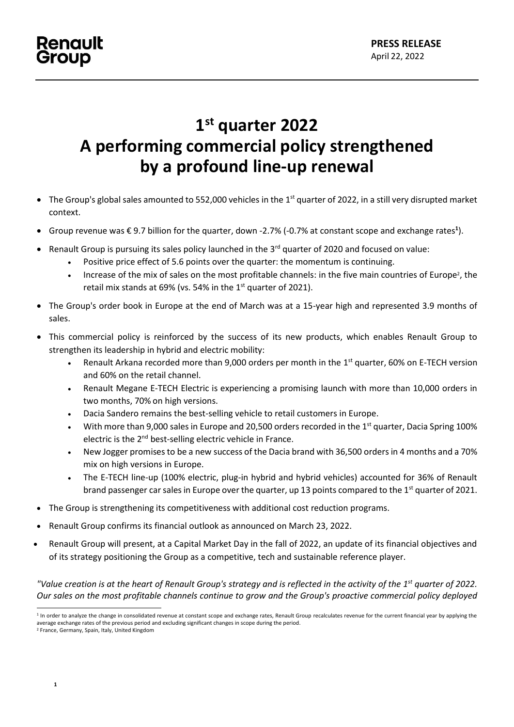Renault Group

**PRESS RELEASE**
April 22, 2022

# 1st quarter 2022
# A performing commercial policy strengthened by a profound line-up renewal

- The Group's global sales amounted to 552,000 vehicles in the 1st quarter of 2022, in a still very disrupted market context.
- Group revenue was € 9.7 billion for the quarter, down -2.7% (-0.7% at constant scope and exchange rates[1]).
- Renault Group is pursuing its sales policy launched in the 3rd quarter of 2020 and focused on value:
  - Positive price effect of 5.6 points over the quarter: the momentum is continuing.
  - Increase of the mix of sales on the most profitable channels: in the five main countries of Europe[2], the retail mix stands at 69% (vs. 54% in the 1st quarter of 2021).
- The Group's order book in Europe at the end of March was at a 15-year high and represented 3.9 months of sales.
- This commercial policy is reinforced by the success of its new products, which enables Renault Group to strengthen its leadership in hybrid and electric mobility:
  - Renault Arkana recorded more than 9,000 orders per month in the 1st quarter, 60% on E-TECH version and 60% on the retail channel.
  - Renault Megane E-TECH Electric is experiencing a promising launch with more than 10,000 orders in two months, 70% on high versions.
  - Dacia Sandero remains the best-selling vehicle to retail customers in Europe.
  - With more than 9,000 sales in Europe and 20,500 orders recorded in the 1st quarter, Dacia Spring 100% electric is the 2nd best-selling electric vehicle in France.
  - New Jogger promises to be a new success of the Dacia brand with 36,500 orders in 4 months and a 70% mix on high versions in Europe.
  - The E-TECH line-up (100% electric, plug-in hybrid and hybrid vehicles) accounted for 36% of Renault brand passenger car sales in Europe over the quarter, up 13 points compared to the 1st quarter of 2021.
- The Group is strengthening its competitiveness with additional cost reduction programs.
- Renault Group confirms its financial outlook as announced on March 23, 2022.
- Renault Group will present, at a Capital Market Day in the fall of 2022, an update of its financial objectives and of its strategy positioning the Group as a competitive, tech and sustainable reference player.

*"Value creation is at the heart of Renault Group's strategy and is reflected in the activity of the 1st quarter of 2022. Our sales on the most profitable channels continue to grow and the Group's proactive commercial policy deployed*

[1] In order to analyze the change in consolidated revenue at constant scope and exchange rates, Renault Group recalculates revenue for the current financial year by applying the average exchange rates of the previous period and excluding significant changes in scope during the period.
[2] France, Germany, Spain, Italy, United Kingdom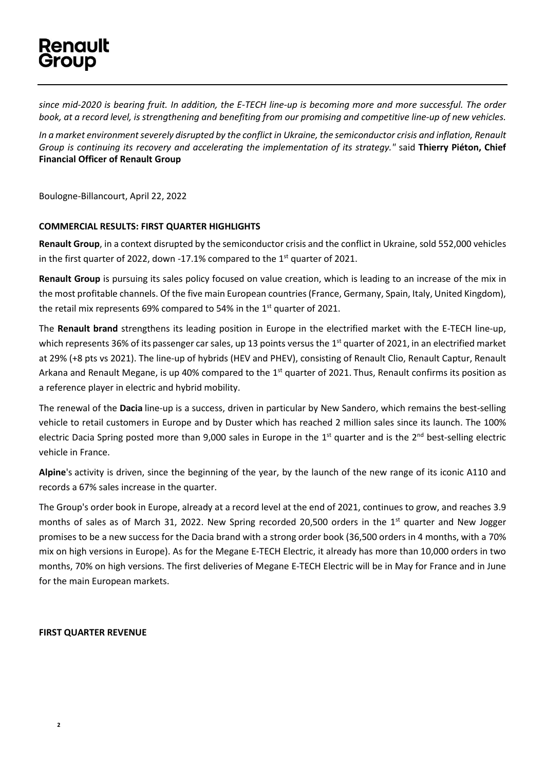*since mid-2020 is bearing fruit. In addition, the E-TECH line-up is becoming more and more successful. The order book, at a record level, is strengthening and benefiting from our promising and competitive line-up of new vehicles.*

*In a market environment severely disrupted by the conflict in Ukraine, the semiconductor crisis and inflation, Renault Group is continuing its recovery and accelerating the implementation of its strategy."* said **Thierry Piéton, Chief Financial Officer of Renault Group**

Boulogne-Billancourt, April 22, 2022

**COMMERCIAL RESULTS: FIRST QUARTER HIGHLIGHTS**

**Renault Group**, in a context disrupted by the semiconductor crisis and the conflict in Ukraine, sold 552,000 vehicles in the first quarter of 2022, down -17.1% compared to the 1st quarter of 2021.

**Renault Group** is pursuing its sales policy focused on value creation, which is leading to an increase of the mix in the most profitable channels. Of the five main European countries (France, Germany, Spain, Italy, United Kingdom), the retail mix represents 69% compared to 54% in the 1st quarter of 2021.

The **Renault brand** strengthens its leading position in Europe in the electrified market with the E-TECH line-up, which represents 36% of its passenger car sales, up 13 points versus the 1st quarter of 2021, in an electrified market at 29% (+8 pts vs 2021). The line-up of hybrids (HEV and PHEV), consisting of Renault Clio, Renault Captur, Renault Arkana and Renault Megane, is up 40% compared to the 1st quarter of 2021. Thus, Renault confirms its position as a reference player in electric and hybrid mobility.

The renewal of the **Dacia** line-up is a success, driven in particular by New Sandero, which remains the best-selling vehicle to retail customers in Europe and by Duster which has reached 2 million sales since its launch. The 100% electric Dacia Spring posted more than 9,000 sales in Europe in the 1st quarter and is the 2nd best-selling electric vehicle in France.

**Alpine**'s activity is driven, since the beginning of the year, by the launch of the new range of its iconic A110 and records a 67% sales increase in the quarter.

The Group's order book in Europe, already at a record level at the end of 2021, continues to grow, and reaches 3.9 months of sales as of March 31, 2022. New Spring recorded 20,500 orders in the 1st quarter and New Jogger promises to be a new success for the Dacia brand with a strong order book (36,500 orders in 4 months, with a 70% mix on high versions in Europe). As for the Megane E-TECH Electric, it already has more than 10,000 orders in two months, 70% on high versions. The first deliveries of Megane E-TECH Electric will be in May for France and in June for the main European markets.

**FIRST QUARTER REVENUE**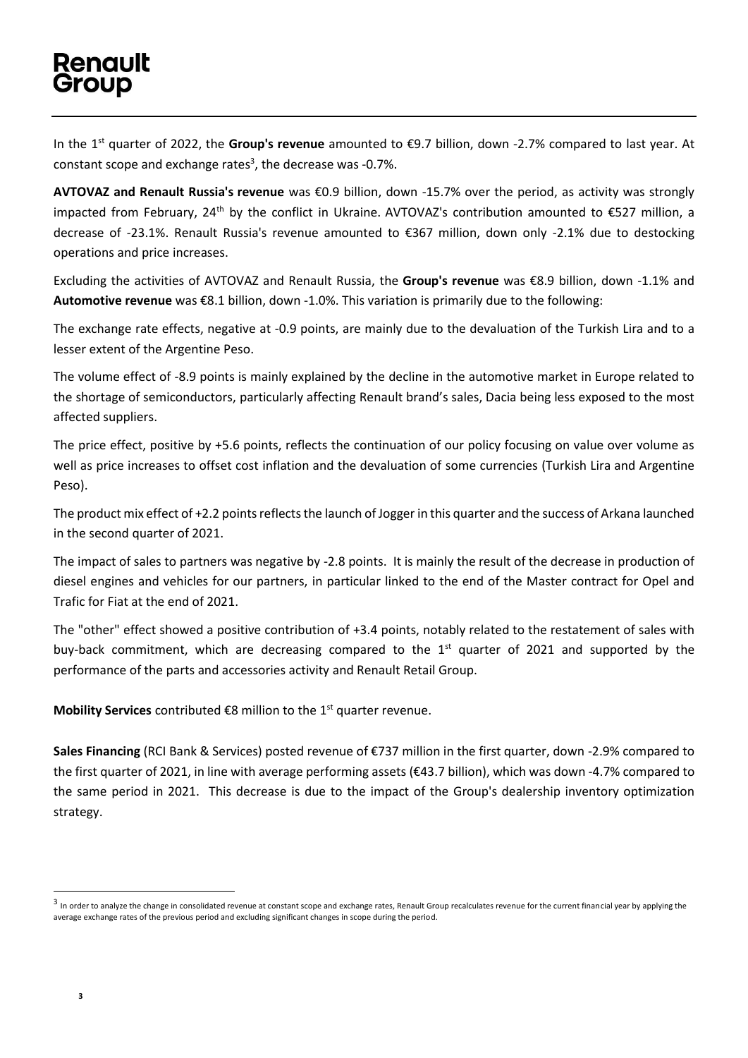In the 1st quarter of 2022, the **Group's revenue** amounted to €9.7 billion, down -2.7% compared to last year. At constant scope and exchange rates[3], the decrease was -0.7%.

**AVTOVAZ and Renault Russia's revenue** was €0.9 billion, down -15.7% over the period, as activity was strongly impacted from February, 24th by the conflict in Ukraine. AVTOVAZ's contribution amounted to €527 million, a decrease of -23.1%. Renault Russia's revenue amounted to €367 million, down only -2.1% due to destocking operations and price increases.

Excluding the activities of AVTOVAZ and Renault Russia, the **Group's revenue** was €8.9 billion, down -1.1% and **Automotive revenue** was €8.1 billion, down -1.0%. This variation is primarily due to the following:

The exchange rate effects, negative at -0.9 points, are mainly due to the devaluation of the Turkish Lira and to a lesser extent of the Argentine Peso.

The volume effect of -8.9 points is mainly explained by the decline in the automotive market in Europe related to the shortage of semiconductors, particularly affecting Renault brand's sales, Dacia being less exposed to the most affected suppliers.

The price effect, positive by +5.6 points, reflects the continuation of our policy focusing on value over volume as well as price increases to offset cost inflation and the devaluation of some currencies (Turkish Lira and Argentine Peso).

The product mix effect of +2.2 points reflects the launch of Jogger in this quarter and the success of Arkana launched in the second quarter of 2021.

The impact of sales to partners was negative by -2.8 points. It is mainly the result of the decrease in production of diesel engines and vehicles for our partners, in particular linked to the end of the Master contract for Opel and Trafic for Fiat at the end of 2021.

The "other" effect showed a positive contribution of +3.4 points, notably related to the restatement of sales with buy-back commitment, which are decreasing compared to the 1st quarter of 2021 and supported by the performance of the parts and accessories activity and Renault Retail Group.

**Mobility Services** contributed €8 million to the 1st quarter revenue.

**Sales Financing** (RCI Bank & Services) posted revenue of €737 million in the first quarter, down -2.9% compared to the first quarter of 2021, in line with average performing assets (€43.7 billion), which was down -4.7% compared to the same period in 2021. This decrease is due to the impact of the Group's dealership inventory optimization strategy.

[3] In order to analyze the change in consolidated revenue at constant scope and exchange rates, Renault Group recalculates revenue for the current financial year by applying the average exchange rates of the previous period and excluding significant changes in scope during the period.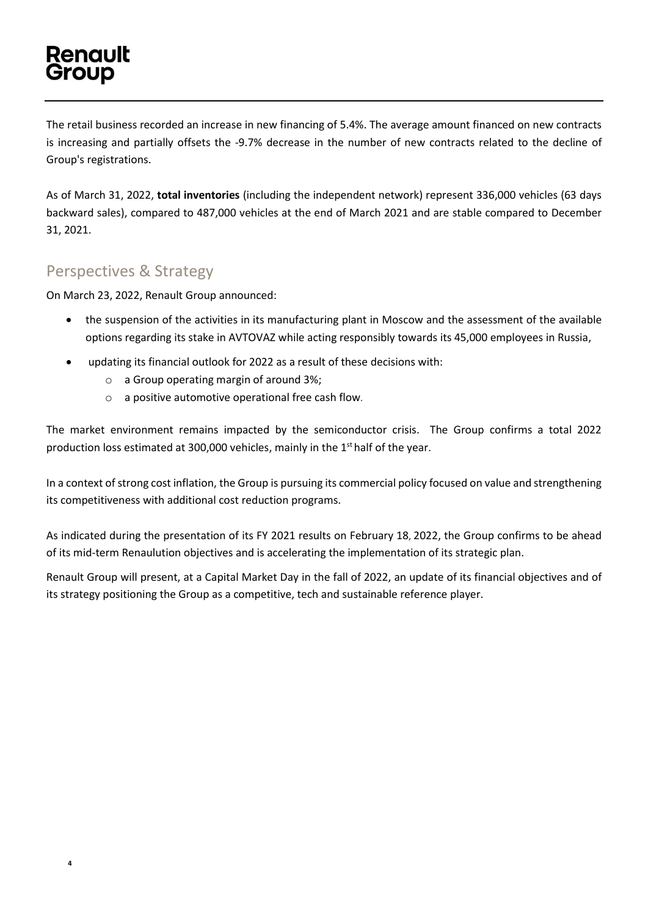The retail business recorded an increase in new financing of 5.4%. The average amount financed on new contracts is increasing and partially offsets the -9.7% decrease in the number of new contracts related to the decline of Group's registrations.

As of March 31, 2022, **total inventories** (including the independent network) represent 336,000 vehicles (63 days backward sales), compared to 487,000 vehicles at the end of March 2021 and are stable compared to December 31, 2021.

## Perspectives & Strategy

On March 23, 2022, Renault Group announced:

- the suspension of the activities in its manufacturing plant in Moscow and the assessment of the available options regarding its stake in AVTOVAZ while acting responsibly towards its 45,000 employees in Russia,
- updating its financial outlook for 2022 as a result of these decisions with:
  - a Group operating margin of around 3%;
  - a positive automotive operational free cash flow.

The market environment remains impacted by the semiconductor crisis. The Group confirms a total 2022 production loss estimated at 300,000 vehicles, mainly in the 1st half of the year.

In a context of strong cost inflation, the Group is pursuing its commercial policy focused on value and strengthening its competitiveness with additional cost reduction programs.

As indicated during the presentation of its FY 2021 results on February 18, 2022, the Group confirms to be ahead of its mid-term Renaulution objectives and is accelerating the implementation of its strategic plan.

Renault Group will present, at a Capital Market Day in the fall of 2022, an update of its financial objectives and of its strategy positioning the Group as a competitive, tech and sustainable reference player.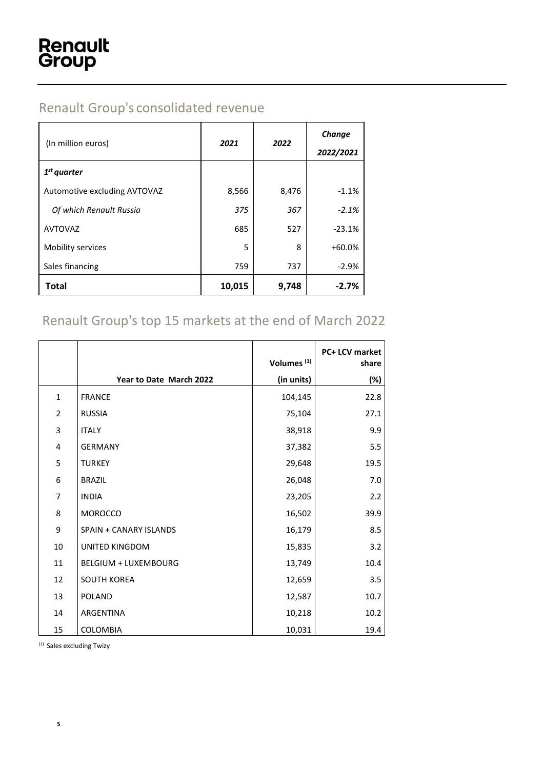# Renault Group

## Renault Group's consolidated revenue

| (In million euros) | *2021* | *2022* | ***Change 2022/2021*** |
|---|---|---|---|
| ***1st quarter*** | | | |
| Automotive excluding AVTOVAZ | 8,566 | 8,476 | -1.1% |
| *Of which Renault Russia* | *375* | *367* | *-2.1%* |
| AVTOVAZ | 685 | 527 | -23.1% |
| Mobility services | 5 | 8 | +60.0% |
| Sales financing | 759 | 737 | -2.9% |
| **Total** | **10,015** | **9,748** | **-2.7%** |

## Renault Group's top 15 markets at the end of March 2022

| | **Year to Date March 2022** | **Volumes [1] (in units)** | **PC+ LCV market share (%)** |
|---|---|---|---|
| 1 | FRANCE | 104,145 | 22.8 |
| 2 | RUSSIA | 75,104 | 27.1 |
| 3 | ITALY | 38,918 | 9.9 |
| 4 | GERMANY | 37,382 | 5.5 |
| 5 | TURKEY | 29,648 | 19.5 |
| 6 | BRAZIL | 26,048 | 7.0 |
| 7 | INDIA | 23,205 | 2.2 |
| 8 | MOROCCO | 16,502 | 39.9 |
| 9 | SPAIN + CANARY ISLANDS | 16,179 | 8.5 |
| 10 | UNITED KINGDOM | 15,835 | 3.2 |
| 11 | BELGIUM + LUXEMBOURG | 13,749 | 10.4 |
| 12 | SOUTH KOREA | 12,659 | 3.5 |
| 13 | POLAND | 12,587 | 10.7 |
| 14 | ARGENTINA | 10,218 | 10.2 |
| 15 | COLOMBIA | 10,031 | 19.4 |

[1] Sales excluding Twizy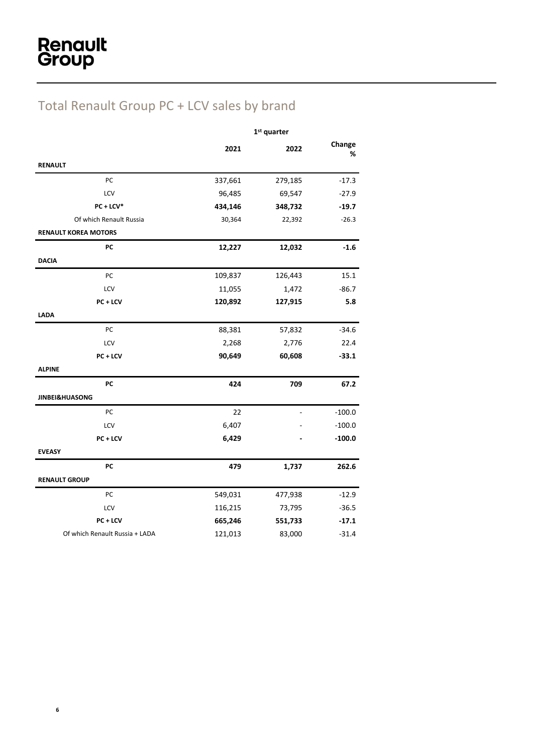# Total Renault Group PC + LCV sales by brand

| | 1st quarter | | |
|---|---|---|---|
| | 2021 | 2022 | Change % |
| **RENAULT** | | | |
| PC | 337,661 | 279,185 | -17.3 |
| LCV | 96,485 | 69,547 | -27.9 |
| **PC + LCV*** | **434,146** | **348,732** | **-19.7** |
| Of which Renault Russia | 30,364 | 22,392 | -26.3 |
| **RENAULT KOREA MOTORS** | | | |
| **PC** | **12,227** | **12,032** | **-1.6** |
| **DACIA** | | | |
| PC | 109,837 | 126,443 | 15.1 |
| LCV | 11,055 | 1,472 | -86.7 |
| **PC + LCV** | **120,892** | **127,915** | **5.8** |
| **LADA** | | | |
| PC | 88,381 | 57,832 | -34.6 |
| LCV | 2,268 | 2,776 | 22.4 |
| **PC + LCV** | **90,649** | **60,608** | **-33.1** |
| **ALPINE** | | | |
| **PC** | **424** | **709** | **67.2** |
| **JINBEI&HUASONG** | | | |
| PC | 22 | - | -100.0 |
| LCV | 6,407 | - | -100.0 |
| **PC + LCV** | **6,429** | **-** | **-100.0** |
| **EVEASY** | | | |
| **PC** | **479** | **1,737** | **262.6** |
| **RENAULT GROUP** | | | |
| PC | 549,031 | 477,938 | -12.9 |
| LCV | 116,215 | 73,795 | -36.5 |
| **PC + LCV** | **665,246** | **551,733** | **-17.1** |
| Of which Renault Russia + LADA | 121,013 | 83,000 | -31.4 |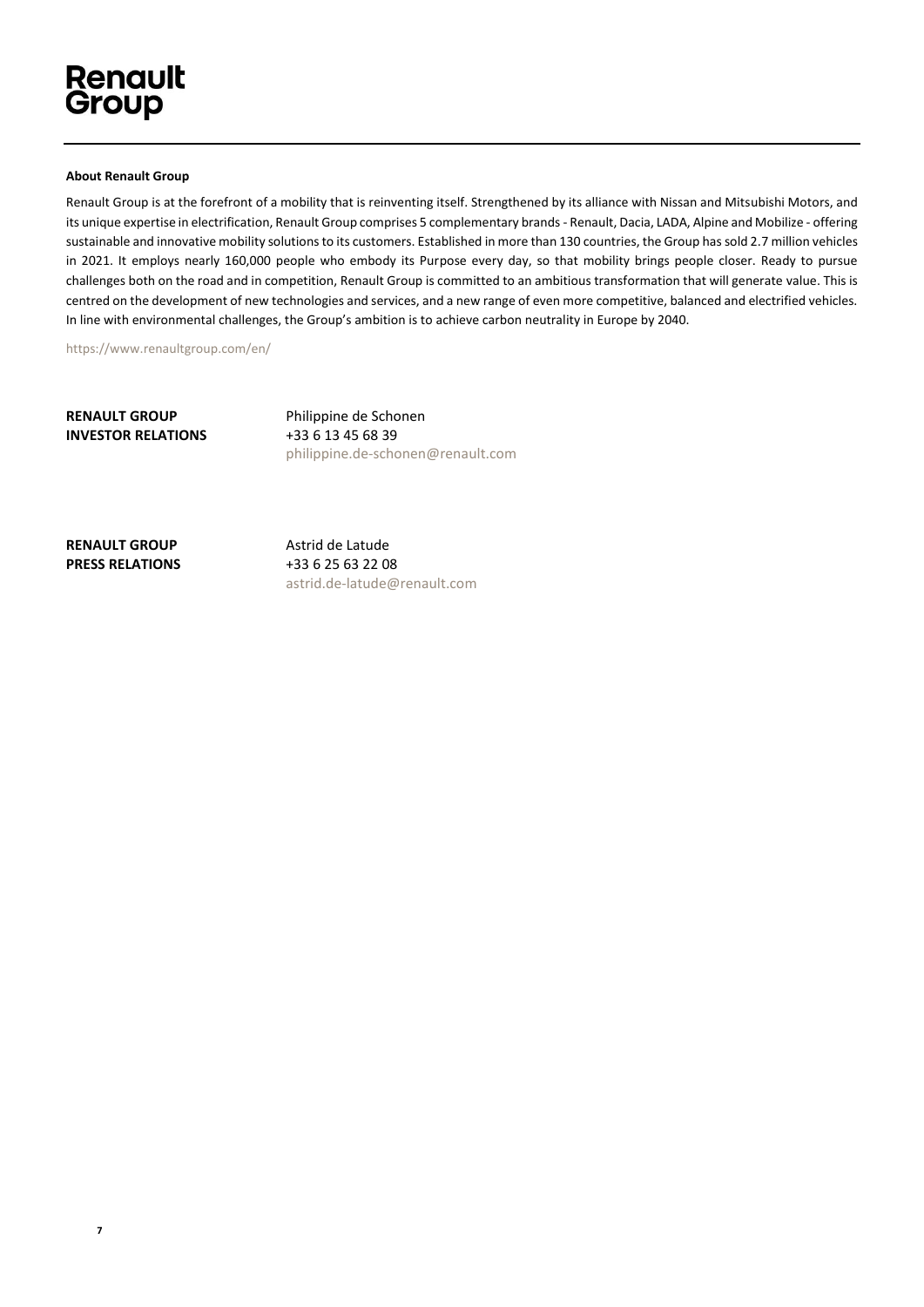**About Renault Group**

Renault Group is at the forefront of a mobility that is reinventing itself. Strengthened by its alliance with Nissan and Mitsubishi Motors, and its unique expertise in electrification, Renault Group comprises 5 complementary brands - Renault, Dacia, LADA, Alpine and Mobilize - offering sustainable and innovative mobility solutions to its customers. Established in more than 130 countries, the Group has sold 2.7 million vehicles in 2021. It employs nearly 160,000 people who embody its Purpose every day, so that mobility brings people closer. Ready to pursue challenges both on the road and in competition, Renault Group is committed to an ambitious transformation that will generate value. This is centred on the development of new technologies and services, and a new range of even more competitive, balanced and electrified vehicles. In line with environmental challenges, the Group's ambition is to achieve carbon neutrality in Europe by 2040.

https://www.renaultgroup.com/en/

**RENAULT GROUP**
**INVESTOR RELATIONS**

Philippine de Schonen
+33 6 13 45 68 39
philippine.de-schonen@renault.com

**RENAULT GROUP**
**PRESS RELATIONS**

Astrid de Latude
+33 6 25 63 22 08
astrid.de-latude@renault.com